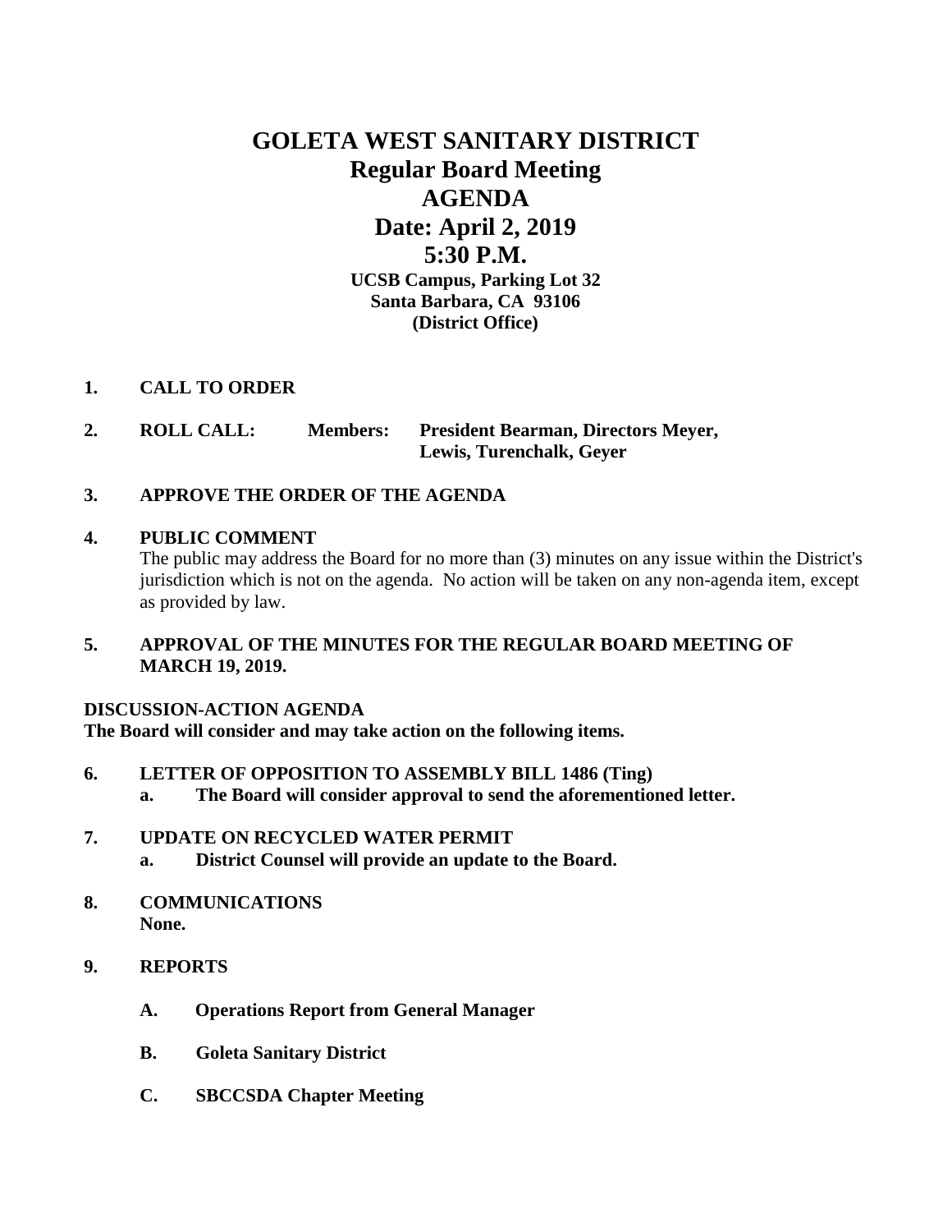# GOLETA WEST SANITARY DISTRICT
## Regular Board Meeting
## AGENDA
## Date: April 2, 2019
## 5:30 P.M.

**UCSB Campus, Parking Lot 32**
**Santa Barbara, CA 93106**
**(District Office)**

**1. CALL TO ORDER**

**2. ROLL CALL: Members: President Bearman, Directors Meyer, Lewis, Turenchalk, Geyer**

**3. APPROVE THE ORDER OF THE AGENDA**

**4. PUBLIC COMMENT**

The public may address the Board for no more than (3) minutes on any issue within the District's jurisdiction which is not on the agenda. No action will be taken on any non-agenda item, except as provided by law.

**5. APPROVAL OF THE MINUTES FOR THE REGULAR BOARD MEETING OF MARCH 19, 2019.**

**DISCUSSION-ACTION AGENDA**
**The Board will consider and may take action on the following items.**

**6. LETTER OF OPPOSITION TO ASSEMBLY BILL 1486 (Ting)**
   - **a. The Board will consider approval to send the aforementioned letter.**

**7. UPDATE ON RECYCLED WATER PERMIT**
   - **a. District Counsel will provide an update to the Board.**

**8. COMMUNICATIONS**
**None.**

**9. REPORTS**

   - **A. Operations Report from General Manager**
   - **B. Goleta Sanitary District**
   - **C. SBCCSDA Chapter Meeting**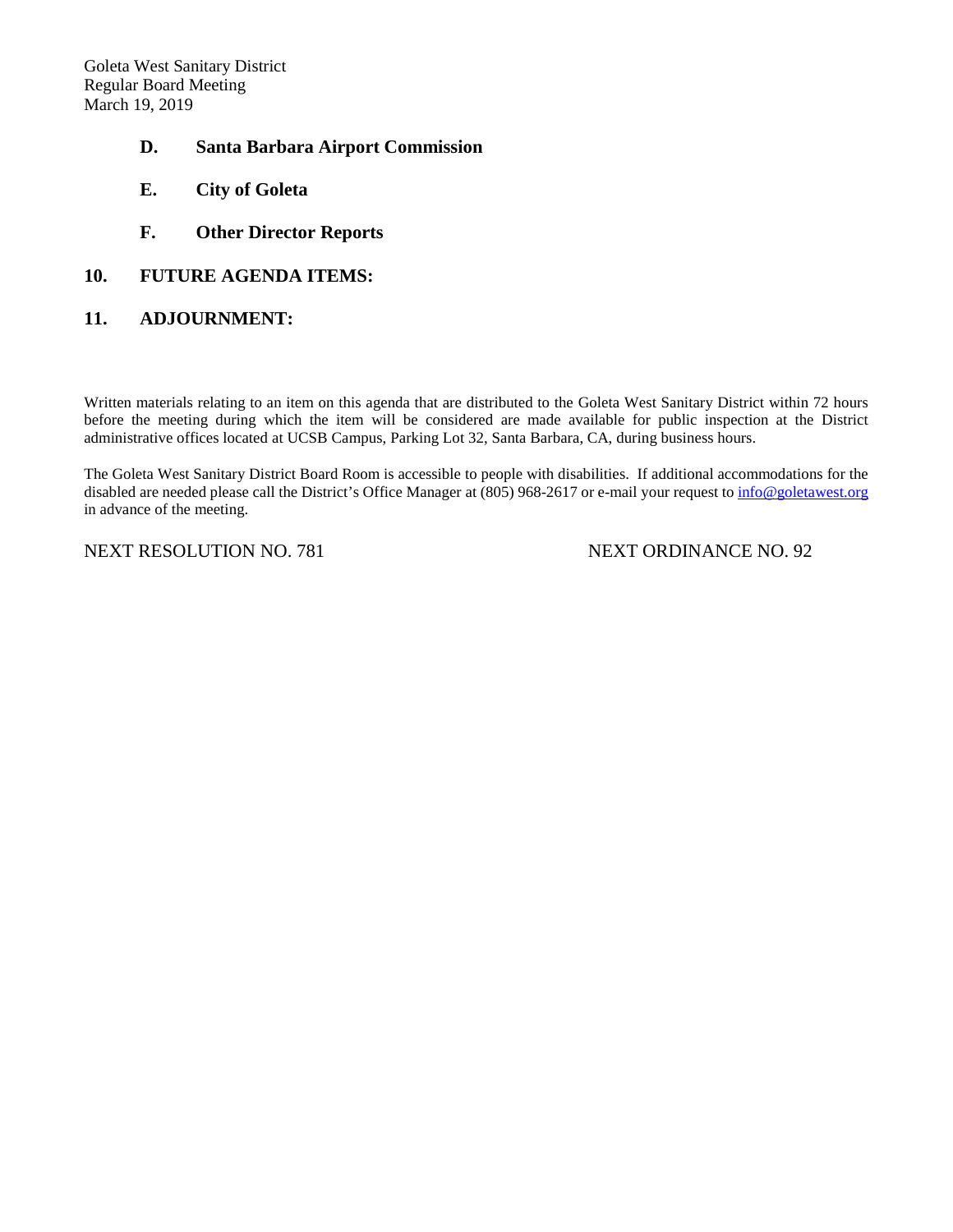Goleta West Sanitary District
Regular Board Meeting
March 19, 2019

**D. Santa Barbara Airport Commission**

**E. City of Goleta**

**F. Other Director Reports**

**10. FUTURE AGENDA ITEMS:**

**11. ADJOURNMENT:**

Written materials relating to an item on this agenda that are distributed to the Goleta West Sanitary District within 72 hours before the meeting during which the item will be considered are made available for public inspection at the District administrative offices located at UCSB Campus, Parking Lot 32, Santa Barbara, CA, during business hours.

The Goleta West Sanitary District Board Room is accessible to people with disabilities. If additional accommodations for the disabled are needed please call the District's Office Manager at (805) 968-2617 or e-mail your request to info@goletawest.org in advance of the meeting.

NEXT RESOLUTION NO. 781 NEXT ORDINANCE NO. 92